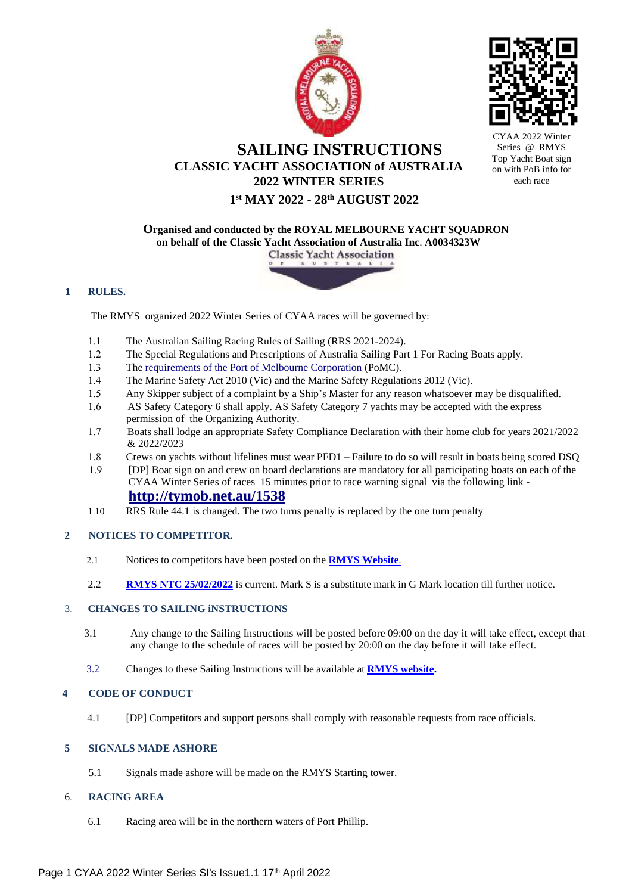CYAA 2022 Winter Series @ RMYS Top Yacht Boat sign on with PoB info for each race

# SAILING INSTRUCTIONS

## CLASSIC YACHT ASSOCIATION of AUSTRALIA 2022 WINTER SERIES

## 1st MAY 2022 - 28th AUGUST 2022

**Organised and conducted by the ROYAL MELBOURNE YACHT SQUADRON on behalf of the Classic Yacht Association of Australia Inc. A0034323W**

Classic Yacht Association of Australia

### 1 RULES.

The RMYS organized 2022 Winter Series of CYAA races will be governed by:

1.1 The Australian Sailing Racing Rules of Sailing (RRS 2021-2024).

1.2 The Special Regulations and Prescriptions of Australia Sailing Part 1 For Racing Boats apply.

1.3 The requirements of the Port of Melbourne Corporation (PoMC).

1.4 The Marine Safety Act 2010 (Vic) and the Marine Safety Regulations 2012 (Vic).

1.5 Any Skipper subject of a complaint by a Ship's Master for any reason whatsoever may be disqualified.

1.6 AS Safety Category 6 shall apply. AS Safety Category 7 yachts may be accepted with the express permission of the Organizing Authority.

1.7 Boats shall lodge an appropriate Safety Compliance Declaration with their home club for years 2021/2022 & 2022/2023

1.8 Crews on yachts without lifelines must wear PFD1 – Failure to do so will result in boats being scored DSQ

1.9 [DP] Boat sign on and crew on board declarations are mandatory for all participating boats on each of the CYAA Winter Series of races 15 minutes prior to race warning signal via the following link - **http://tymob.net.au/1538**

1.10 RRS Rule 44.1 is changed. The two turns penalty is replaced by the one turn penalty

### 2 NOTICES TO COMPETITOR.

2.1 Notices to competitors have been posted on the **RMYS Website**.

2.2 **RMYS NTC 25/02/2022** is current. Mark S is a substitute mark in G Mark location till further notice.

### 3. CHANGES TO SAILING iNSTRUCTIONS

3.1 Any change to the Sailing Instructions will be posted before 09:00 on the day it will take effect, except that any change to the schedule of races will be posted by 20:00 on the day before it will take effect.

3.2 Changes to these Sailing Instructions will be available at **RMYS website.**

### 4 CODE OF CONDUCT

4.1 [DP] Competitors and support persons shall comply with reasonable requests from race officials.

### 5 SIGNALS MADE ASHORE

5.1 Signals made ashore will be made on the RMYS Starting tower.

### 6. RACING AREA

6.1 Racing area will be in the northern waters of Port Phillip.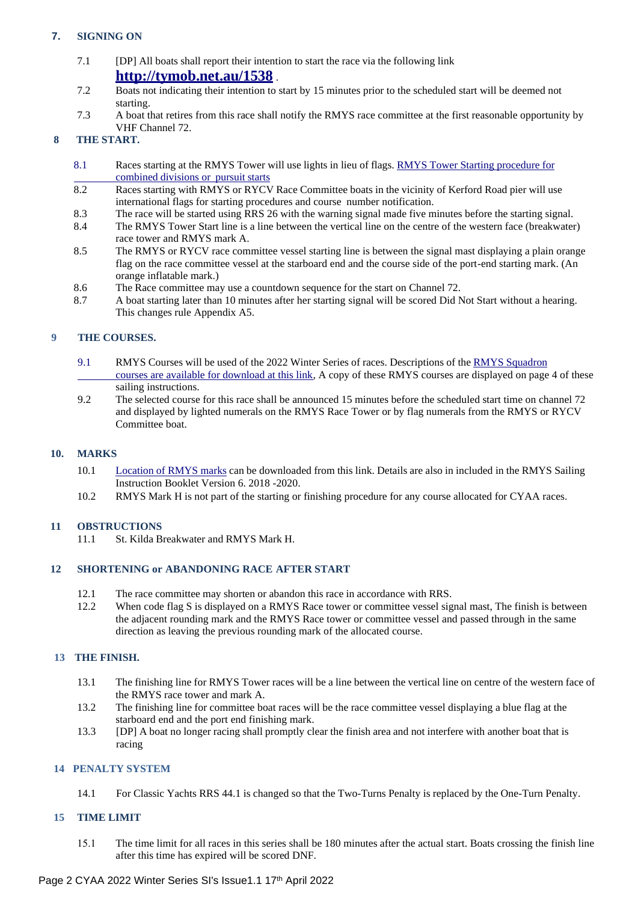## 7. SIGNING ON

7.1 [DP] All boats shall report their intention to start the race via the following link **http://tymob.net.au/1538** .

7.2 Boats not indicating their intention to start by 15 minutes prior to the scheduled start will be deemed not starting.

7.3 A boat that retires from this race shall notify the RMYS race committee at the first reasonable opportunity by VHF Channel 72.

## 8 THE START.

8.1 Races starting at the RMYS Tower will use lights in lieu of flags. RMYS Tower Starting procedure for combined divisions or pursuit starts

8.2 Races starting with RMYS or RYCV Race Committee boats in the vicinity of Kerford Road pier will use international flags for starting procedures and course number notification.

8.3 The race will be started using RRS 26 with the warning signal made five minutes before the starting signal.

8.4 The RMYS Tower Start line is a line between the vertical line on the centre of the western face (breakwater) race tower and RMYS mark A.

8.5 The RMYS or RYCV race committee vessel starting line is between the signal mast displaying a plain orange flag on the race committee vessel at the starboard end and the course side of the port-end starting mark. (An orange inflatable mark.)

8.6 The Race committee may use a countdown sequence for the start on Channel 72.

8.7 A boat starting later than 10 minutes after her starting signal will be scored Did Not Start without a hearing. This changes rule Appendix A5.

## 9 THE COURSES.

9.1 RMYS Courses will be used of the 2022 Winter Series of races. Descriptions of the RMYS Squadron courses are available for download at this link, A copy of these RMYS courses are displayed on page 4 of these sailing instructions.

9.2 The selected course for this race shall be announced 15 minutes before the scheduled start time on channel 72 and displayed by lighted numerals on the RMYS Race Tower or by flag numerals from the RMYS or RYCV Committee boat.

## 10. MARKS

10.1 Location of RMYS marks can be downloaded from this link. Details are also in included in the RMYS Sailing Instruction Booklet Version 6. 2018 -2020.

10.2 RMYS Mark H is not part of the starting or finishing procedure for any course allocated for CYAA races.

## 11 OBSTRUCTIONS

11.1 St. Kilda Breakwater and RMYS Mark H.

## 12 SHORTENING or ABANDONING RACE AFTER START

12.1 The race committee may shorten or abandon this race in accordance with RRS.

12.2 When code flag S is displayed on a RMYS Race tower or committee vessel signal mast, The finish is between the adjacent rounding mark and the RMYS Race tower or committee vessel and passed through in the same direction as leaving the previous rounding mark of the allocated course.

## 13 THE FINISH.

13.1 The finishing line for RMYS Tower races will be a line between the vertical line on centre of the western face of the RMYS race tower and mark A.

13.2 The finishing line for committee boat races will be the race committee vessel displaying a blue flag at the starboard end and the port end finishing mark.

13.3 [DP] A boat no longer racing shall promptly clear the finish area and not interfere with another boat that is racing

## 14 PENALTY SYSTEM

14.1 For Classic Yachts RRS 44.1 is changed so that the Two-Turns Penalty is replaced by the One-Turn Penalty.

## 15 TIME LIMIT

15.1 The time limit for all races in this series shall be 180 minutes after the actual start. Boats crossing the finish line after this time has expired will be scored DNF.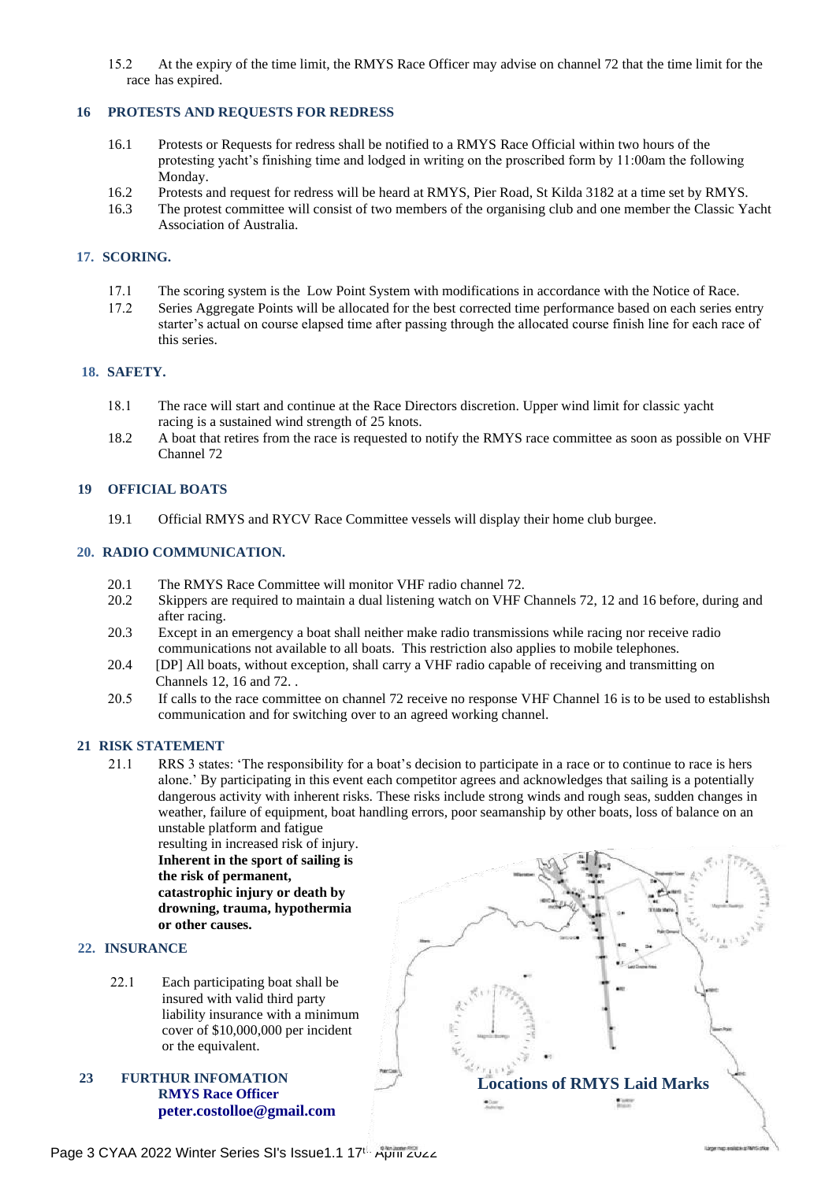15.2 At the expiry of the time limit, the RMYS Race Officer may advise on channel 72 that the time limit for the race has expired.

## 16 PROTESTS AND REQUESTS FOR REDRESS

16.1 Protests or Requests for redress shall be notified to a RMYS Race Official within two hours of the protesting yacht's finishing time and lodged in writing on the proscribed form by 11:00am the following Monday.

16.2 Protests and request for redress will be heard at RMYS, Pier Road, St Kilda 3182 at a time set by RMYS.

16.3 The protest committee will consist of two members of the organising club and one member the Classic Yacht Association of Australia.

## 17. SCORING.

17.1 The scoring system is the Low Point System with modifications in accordance with the Notice of Race.

17.2 Series Aggregate Points will be allocated for the best corrected time performance based on each series entry starter's actual on course elapsed time after passing through the allocated course finish line for each race of this series.

## 18. SAFETY.

18.1 The race will start and continue at the Race Directors discretion. Upper wind limit for classic yacht racing is a sustained wind strength of 25 knots.

18.2 A boat that retires from the race is requested to notify the RMYS race committee as soon as possible on VHF Channel 72

## 19 OFFICIAL BOATS

19.1 Official RMYS and RYCV Race Committee vessels will display their home club burgee.

## 20. RADIO COMMUNICATION.

20.1 The RMYS Race Committee will monitor VHF radio channel 72.

20.2 Skippers are required to maintain a dual listening watch on VHF Channels 72, 12 and 16 before, during and after racing.

20.3 Except in an emergency a boat shall neither make radio transmissions while racing nor receive radio communications not available to all boats. This restriction also applies to mobile telephones.

20.4 [DP] All boats, without exception, shall carry a VHF radio capable of receiving and transmitting on Channels 12, 16 and 72. .

20.5 If calls to the race committee on channel 72 receive no response VHF Channel 16 is to be used to establishsh communication and for switching over to an agreed working channel.

## 21 RISK STATEMENT

21.1 RRS 3 states: 'The responsibility for a boat's decision to participate in a race or to continue to race is hers alone.' By participating in this event each competitor agrees and acknowledges that sailing is a potentially dangerous activity with inherent risks. These risks include strong winds and rough seas, sudden changes in weather, failure of equipment, boat handling errors, poor seamanship by other boats, loss of balance on an unstable platform and fatigue resulting in increased risk of injury. **Inherent in the sport of sailing is the risk of permanent, catastrophic injury or death by drowning, trauma, hypothermia or other causes.**

## 22. INSURANCE

22.1 Each participating boat shall be insured with valid third party liability insurance with a minimum cover of $10,000,000 per incident or the equivalent.

## 23 FURTHUR INFOMATION

**RMYS Race Officer**
**peter.costolloe@gmail.com**

**Locations of RMYS Laid Marks**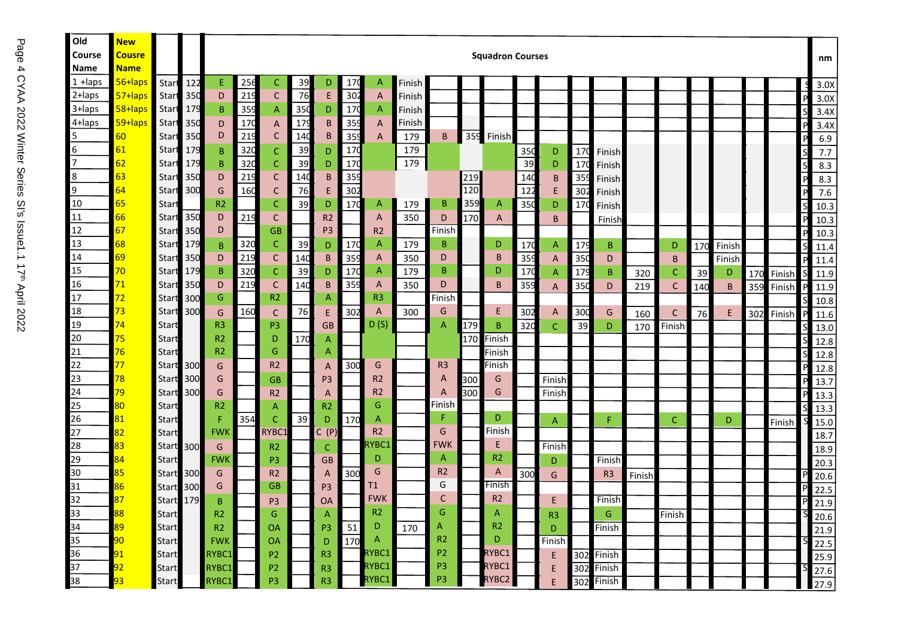| Old Course Name | New Cousre Name | | | | | | | | | | | | | Squadron Courses | | | | | | | | | | | | nm |
|---|---|---|---|---|---|---|---|---|---|---|---|---|---|---|---|---|---|---|---|---|---|---|---|---|---|---|
| 1 +laps | 56+laps | Start | 122 | E | 256 | C | 39 | D | 170 | A | Finish | | | | | | | | | | | | | | S | 3.0X |
| 2+laps | 57+laps | Start | 350 | D | 219 | C | 76 | E | 302 | A | Finish | | | | | | | | | | | | | | P | 3.0X |
| 3+laps | 58+laps | Start | 179 | B | 359 | A | 350 | D | 170 | A | Finish | | | | | | | | | | | | | | S | 3.4X |
| 4+laps | 59+laps | Start | 350 | D | 170 | A | 179 | B | 359 | A | Finish | | | | | | | | | | | | | | P | 3.4X |
| 5 | 60 | Start | 350 | D | 219 | C | 140 | B | 359 | A | 179 | B | 359 | Finish | | | | | | | | | | | P | 6.9 |
| 6 | 61 | Start | 179 | B | 320 | C | 39 | D | 170 | | 179 | | | | 350 | D | 170 | Finish | | | | | | | S | 7.7 |
| 7 | 62 | Start | 179 | B | 320 | C | 39 | D | 170 | | 179 | | | | 39 | D | 170 | Finish | | | | | | | S | 8.3 |
| 8 | 63 | Start | 350 | D | 219 | C | 140 | B | 359 | | | | 219 | | 140 | B | 359 | Finish | | | | | | | P | 8.3 |
| 9 | 64 | Start | 300 | G | 160 | C | 76 | E | 302 | | | | 120 | | 122 | E | 302 | Finish | | | | | | | P | 7.6 |
| 10 | 65 | Start | | R2 | | C | 39 | D | 170 | A | 179 | B | 359 | A | 350 | D | 170 | Finish | | | | | | | S | 10.3 |
| 11 | 66 | Start | 350 | D | 219 | C | | R2 | | A | 350 | D | 170 | A | | B | | Finish | | | | | | | P | 10.3 |
| 12 | 67 | Start | 350 | D | | GB | | P3 | | R2 | | Finish | | | | | | | | | | | | | P | 10.3 |
| 13 | 68 | Start | 179 | B | 320 | C | 39 | D | 170 | A | 179 | B | | D | 170 | A | 179 | B | | D | 170 | Finish | | | S | 11.4 |
| 14 | 69 | Start | 350 | D | 219 | C | 140 | B | 359 | A | 350 | D | | B | 359 | A | 350 | D | | B | | Finish | | | P | 11.4 |
| 15 | 70 | Start | 179 | B | 320 | C | 39 | D | 170 | A | 179 | B | | D | 170 | A | 179 | B | 320 | C | 39 | D | 170 | Finish | S | 11.9 |
| 16 | 71 | Start | 350 | D | 219 | C | 140 | B | 359 | A | 350 | D | | B | 359 | A | 350 | D | 219 | C | 140 | B | 359 | Finish | P | 11.9 |
| 17 | 72 | Start | 300 | G | | R2 | | A | | R3 | | Finish | | | | | | | | | | | | | S | 10.8 |
| 18 | 73 | Start | 300 | G | 160 | C | 76 | E | 302 | A | 300 | G | | E | 302 | A | 300 | G | 160 | C | 76 | E | 302 | Finish | P | 11.6 |
| 19 | 74 | Start | | R3 | | P3 | | GB | | D (S) | | A | 179 | B | 320 | C | 39 | D | 170 | Finish | | | | | S | 13.0 |
| 20 | 75 | Start | | R2 | | D | 170 | A | | | | | 170 | Finish | | | | | | | | | | | S | 12.8 |
| 21 | 76 | Start | | R2 | | G | | A | | | | | | Finish | | | | | | | | | | | S | 12.8 |
| 22 | 77 | Start | 300 | G | | R2 | | A | 300 | G | | R3 | | Finish | | | | | | | | | | | P | 12.8 |
| 23 | 78 | Start | 300 | G | | GB | | P3 | | R2 | | A | 300 | G | | Finish | | | | | | | | | P | 13.7 |
| 24 | 79 | Start | 300 | G | | R2 | | A | | R2 | | A | 300 | G | | Finish | | | | | | | | | P | 13.3 |
| 25 | 80 | Start | | R2 | | A | | R2 | | G | | Finish | | | | | | | | | | | | | S | 13.3 |
| 26 | 81 | Start | | F | 354 | C | 39 | D | 170 | A | | F | | D | | A | | F | | C | | D | | Finish | S | 15.0 |
| 27 | 82 | Start | | FWK | | RYBC1 | | C (P) | | R2 | | G | | Finish | | | | | | | | | | | | 18.7 |
| 28 | 83 | Start | 300 | G | | R2 | | C | | RYBC1 | | FWK | | E | | Finish | | | | | | | | | | 18.9 |
| 29 | 84 | Start | | FWK | | P3 | | GB | | D | | A | | R2 | | D | | Finish | | | | | | | | 20.3 |
| 30 | 85 | Start | 300 | G | | R2 | | A | 300 | G | | R2 | | A | 300 | G | | R3 | Finish | | | | | | P | 20.6 |
| 31 | 86 | Start | 300 | G | | GB | | P3 | | T1 | | G | | Finish | | | | | | | | | | | P | 22.5 |
| 32 | 87 | Start | 179 | B | | P3 | | OA | | FWK | | C | | R2 | | E | | Finish | | | | | | | P | 21.9 |
| 33 | 88 | Start | | R2 | | G | | A | | R2 | | G | | A | | R3 | | G | | Finish | | | | | S | 20.6 |
| 34 | 89 | Start | | R2 | | OA | | P3 | 51 | D | 170 | A | | R2 | | D | | Finish | | | | | | | | 21.9 |
| 35 | 90 | Start | | FWK | | OA | | D | 170 | A | | R2 | | D | | Finish | | | | | | | | | S | 22.5 |
| 36 | 91 | Start | | RYBC1 | | P2 | | R3 | | RYBC1 | | P2 | | RYBC1 | | E | 302 | Finish | | | | | | | | 25.9 |
| 37 | 92 | Start | | RYBC1 | | P2 | | R3 | | RYBC1 | | P3 | | RYBC1 | | E | 302 | Finish | | | | | | | S | 27.6 |
| 38 | 93 | Start | | RYBC1 | | P3 | | R3 | | RYBC1 | | P3 | | RYBC2 | | E | 302 | Finish | | | | | | | | 27.9 |